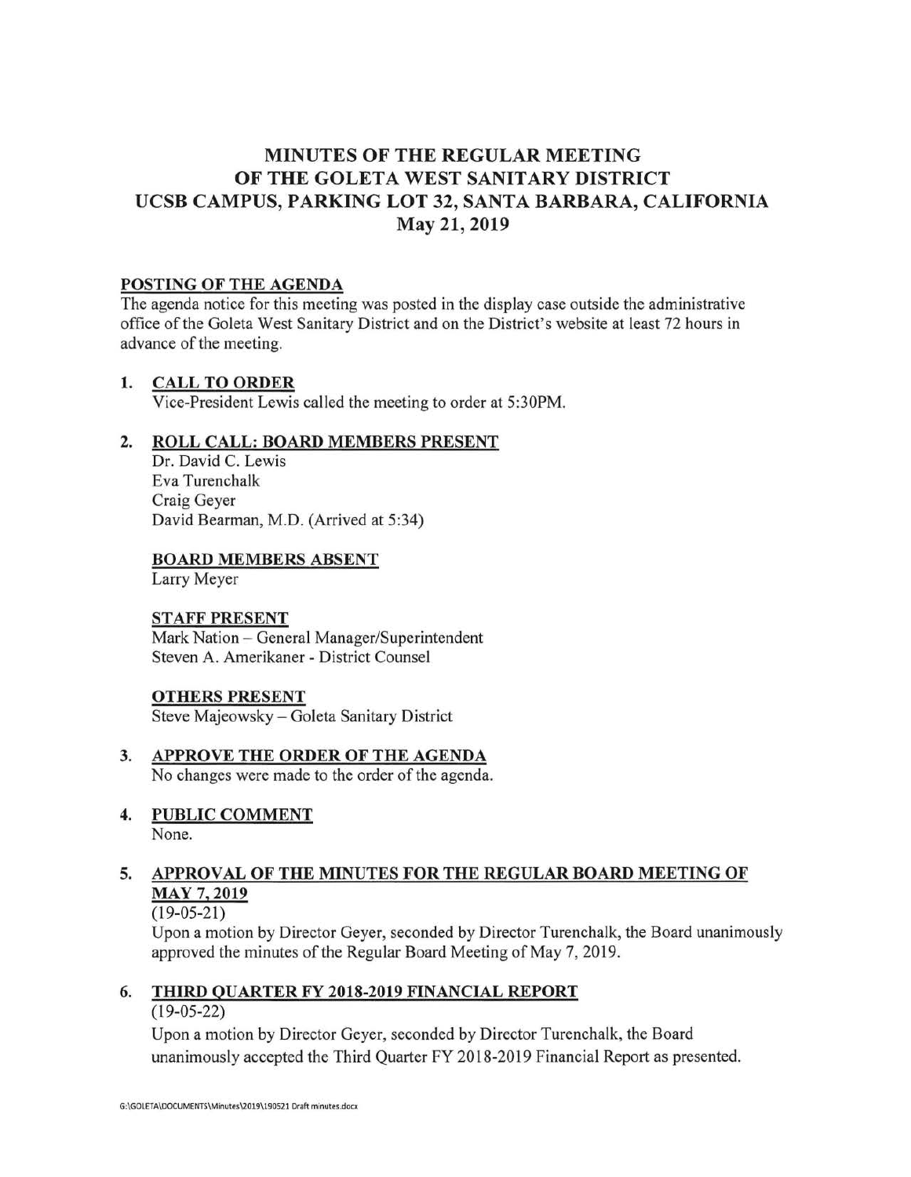# MINUTES OF THE REGULAR MEETING OF THE GOLETA WEST SANITARY DISTRICT UCSB CAMPUS, PARKING LOT 32, SANTA BARBARA, CALIFORNIA May 21, 2019

**POSTING OF THE AGENDA**

The agenda notice for this meeting was posted in the display case outside the administrative office of the Goleta West Sanitary District and on the District's website at least 72 hours in advance of the meeting.

1. **CALL TO ORDER**

   Vice-President Lewis called the meeting to order at 5:30PM.

2. **ROLL CALL: BOARD MEMBERS PRESENT**

   Dr. David C. Lewis
   Eva Turenchalk
   Craig Geyer
   David Bearman, M.D. (Arrived at 5:34)

   **BOARD MEMBERS ABSENT**

   Larry Meyer

   **STAFF PRESENT**

   Mark Nation – General Manager/Superintendent
   Steven A. Amerikaner - District Counsel

   **OTHERS PRESENT**

   Steve Majeowsky – Goleta Sanitary District

3. **APPROVE THE ORDER OF THE AGENDA**

   No changes were made to the order of the agenda.

4. **PUBLIC COMMENT**

   None.

5. **APPROVAL OF THE MINUTES FOR THE REGULAR BOARD MEETING OF MAY 7, 2019**

   (19-05-21)

   Upon a motion by Director Geyer, seconded by Director Turenchalk, the Board unanimously approved the minutes of the Regular Board Meeting of May 7, 2019.

6. **THIRD QUARTER FY 2018-2019 FINANCIAL REPORT**

   (19-05-22)

   Upon a motion by Director Geyer, seconded by Director Turenchalk, the Board unanimously accepted the Third Quarter FY 2018-2019 Financial Report as presented.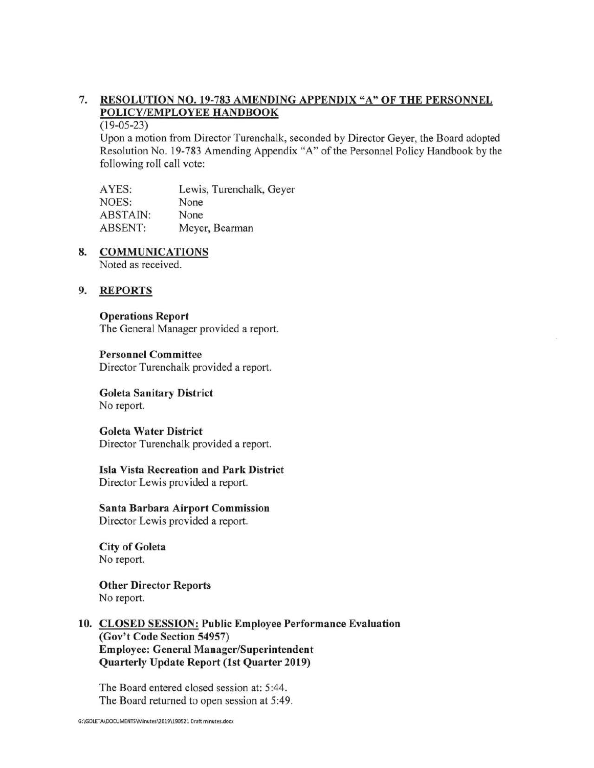## 7. RESOLUTION NO. 19-783 AMENDING APPENDIX "A" OF THE PERSONNEL POLICY/EMPLOYEE HANDBOOK

(19-05-23)

Upon a motion from Director Turenchalk, seconded by Director Geyer, the Board adopted Resolution No. 19-783 Amending Appendix "A" of the Personnel Policy Handbook by the following roll call vote:

| | |
|---|---|
| AYES: | Lewis, Turenchalk, Geyer |
| NOES: | None |
| ABSTAIN: | None |
| ABSENT: | Meyer, Bearman |

## 8. COMMUNICATIONS

Noted as received.

## 9. REPORTS

**Operations Report**
The General Manager provided a report.

**Personnel Committee**
Director Turenchalk provided a report.

**Goleta Sanitary District**
No report.

**Goleta Water District**
Director Turenchalk provided a report.

**Isla Vista Recreation and Park District**
Director Lewis provided a report.

**Santa Barbara Airport Commission**
Director Lewis provided a report.

**City of Goleta**
No report.

**Other Director Reports**
No report.

## 10. CLOSED SESSION: Public Employee Performance Evaluation (Gov't Code Section 54957) Employee: General Manager/Superintendent Quarterly Update Report (1st Quarter 2019)

The Board entered closed session at: 5:44.
The Board returned to open session at 5:49.

G:\GOLETA\DOCUMENTS\Minutes\2019\190521 Draft minutes.docx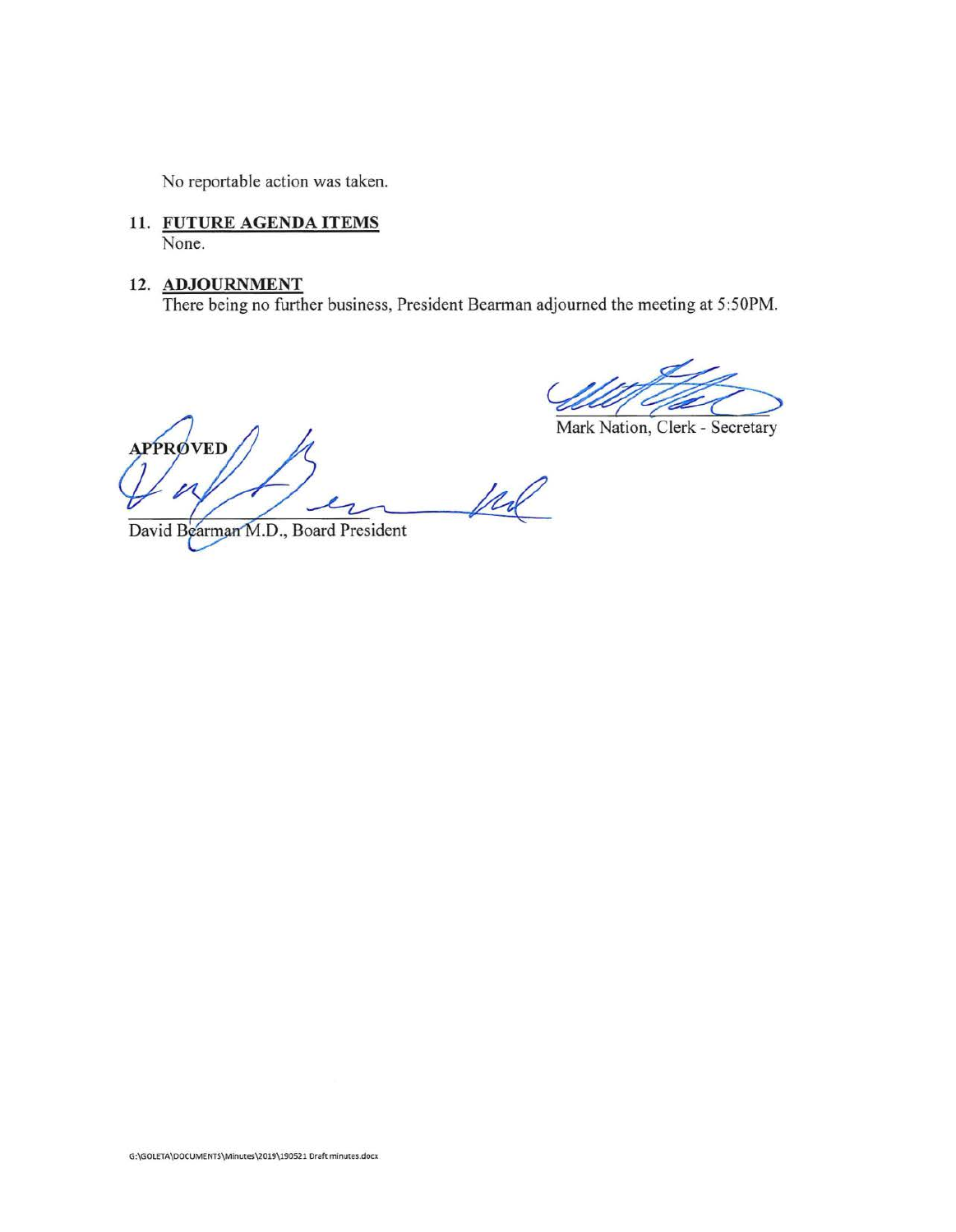No reportable action was taken.

11. **FUTURE AGENDA ITEMS**
None.

12. **ADJOURNMENT**
There being no further business, President Bearman adjourned the meeting at 5:50PM.

Mark Nation, Clerk - Secretary

**APPROVED**

David Bearman M.D., Board President

G:\GOLETA\DOCUMENTS\Minutes\2019\190521 Draft minutes.docx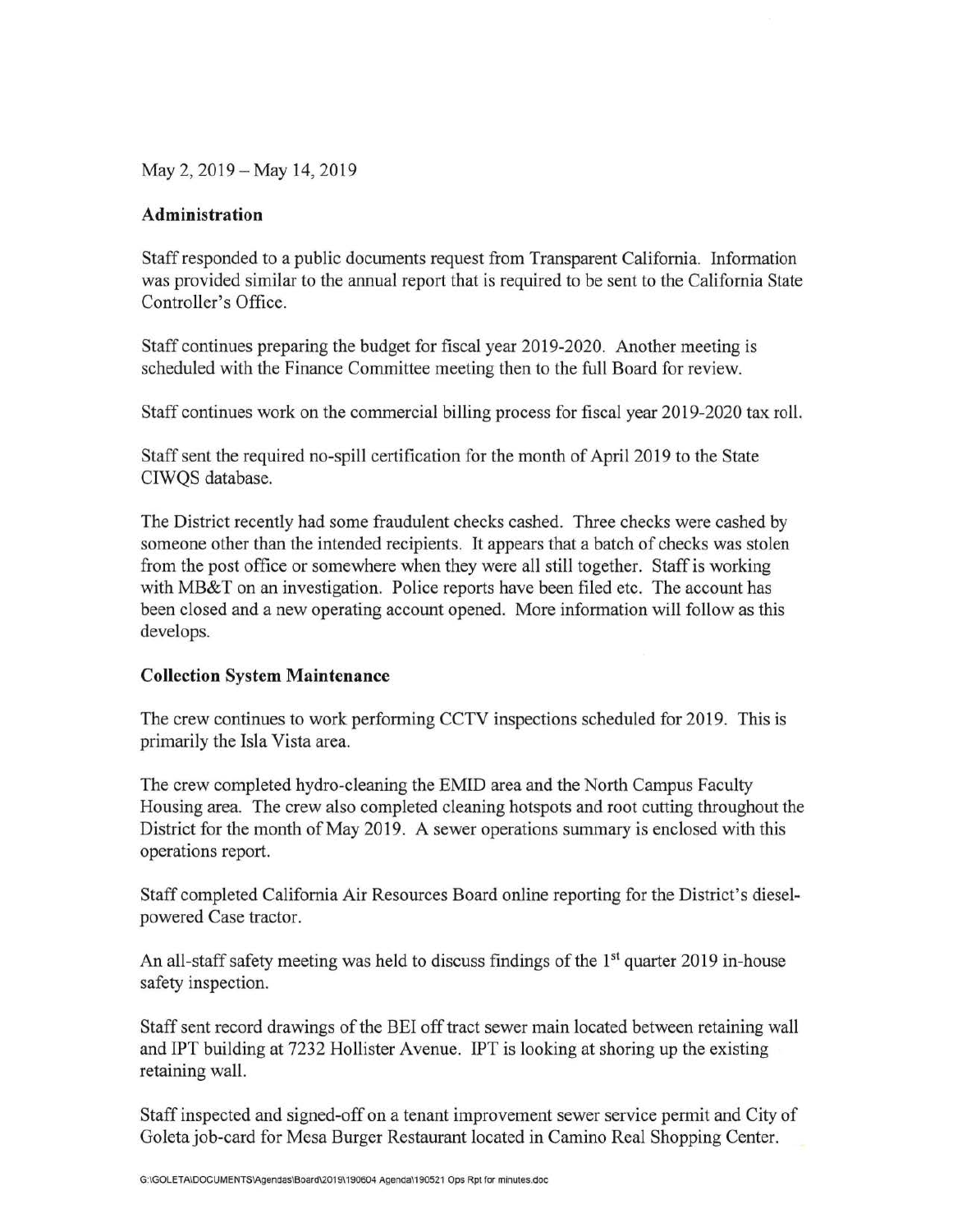May 2, 2019 – May 14, 2019

## Administration

Staff responded to a public documents request from Transparent California. Information was provided similar to the annual report that is required to be sent to the California State Controller's Office.

Staff continues preparing the budget for fiscal year 2019-2020. Another meeting is scheduled with the Finance Committee meeting then to the full Board for review.

Staff continues work on the commercial billing process for fiscal year 2019-2020 tax roll.

Staff sent the required no-spill certification for the month of April 2019 to the State CIWQS database.

The District recently had some fraudulent checks cashed. Three checks were cashed by someone other than the intended recipients. It appears that a batch of checks was stolen from the post office or somewhere when they were all still together. Staff is working with MB&T on an investigation. Police reports have been filed etc. The account has been closed and a new operating account opened. More information will follow as this develops.

## Collection System Maintenance

The crew continues to work performing CCTV inspections scheduled for 2019. This is primarily the Isla Vista area.

The crew completed hydro-cleaning the EMID area and the North Campus Faculty Housing area. The crew also completed cleaning hotspots and root cutting throughout the District for the month of May 2019. A sewer operations summary is enclosed with this operations report.

Staff completed California Air Resources Board online reporting for the District's diesel-powered Case tractor.

An all-staff safety meeting was held to discuss findings of the 1st quarter 2019 in-house safety inspection.

Staff sent record drawings of the BEI off tract sewer main located between retaining wall and IPT building at 7232 Hollister Avenue. IPT is looking at shoring up the existing retaining wall.

Staff inspected and signed-off on a tenant improvement sewer service permit and City of Goleta job-card for Mesa Burger Restaurant located in Camino Real Shopping Center.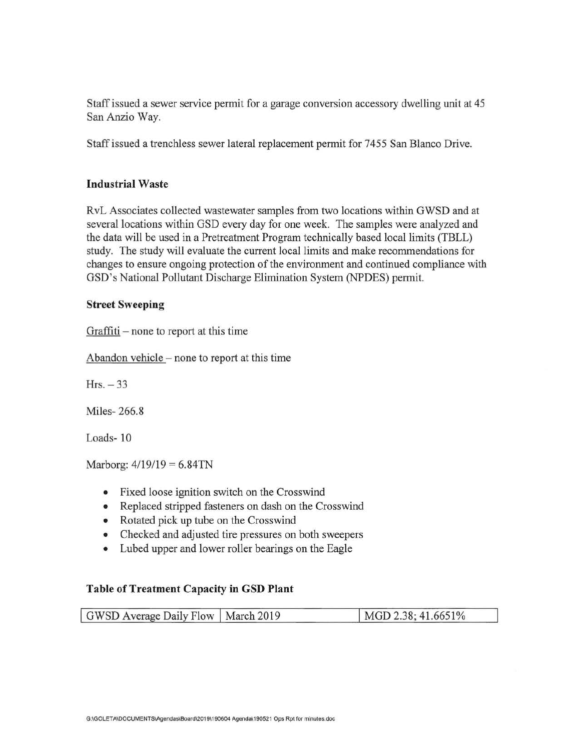Staff issued a sewer service permit for a garage conversion accessory dwelling unit at 45 San Anzio Way.

Staff issued a trenchless sewer lateral replacement permit for 7455 San Blanco Drive.

### Industrial Waste

RvL Associates collected wastewater samples from two locations within GWSD and at several locations within GSD every day for one week. The samples were analyzed and the data will be used in a Pretreatment Program technically based local limits (TBLL) study. The study will evaluate the current local limits and make recommendations for changes to ensure ongoing protection of the environment and continued compliance with GSD's National Pollutant Discharge Elimination System (NPDES) permit.

### Street Sweeping

Graffiti – none to report at this time

Abandon vehicle – none to report at this time

Hrs. – 33

Miles- 266.8

Loads- 10

Marborg: 4/19/19 = 6.84TN

- Fixed loose ignition switch on the Crosswind
- Replaced stripped fasteners on dash on the Crosswind
- Rotated pick up tube on the Crosswind
- Checked and adjusted tire pressures on both sweepers
- Lubed upper and lower roller bearings on the Eagle

### Table of Treatment Capacity in GSD Plant

| GWSD Average Daily Flow | March 2019 | MGD 2.38; 41.6651% |
|---|---|---|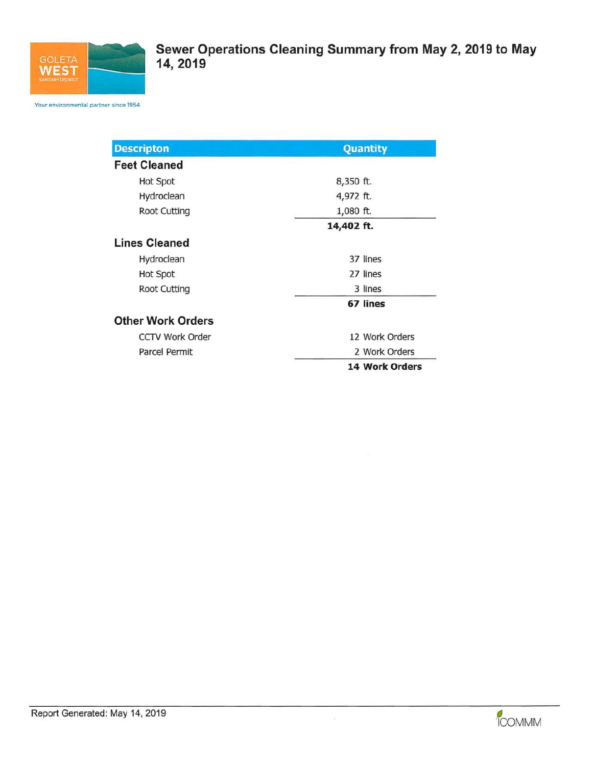GOLETA WEST SANITARY DISTRICT

Your environmental partner since 1954

# Sewer Operations Cleaning Summary from May 2, 2019 to May 14, 2019

| Descripton | Quantity |
|---|---|
| **Feet Cleaned** | |
| Hot Spot | 8,350 ft. |
| Hydroclean | 4,972 ft. |
| Root Cutting | 1,080 ft. |
| | **14,402 ft.** |
| **Lines Cleaned** | |
| Hydroclean | 37 lines |
| Hot Spot | 27 lines |
| Root Cutting | 3 lines |
| | **67 lines** |
| **Other Work Orders** | |
| CCTV Work Order | 12 Work Orders |
| Parcel Permit | 2 Work Orders |
| | **14 Work Orders** |

Report Generated: May 14, 2019

ICOMMM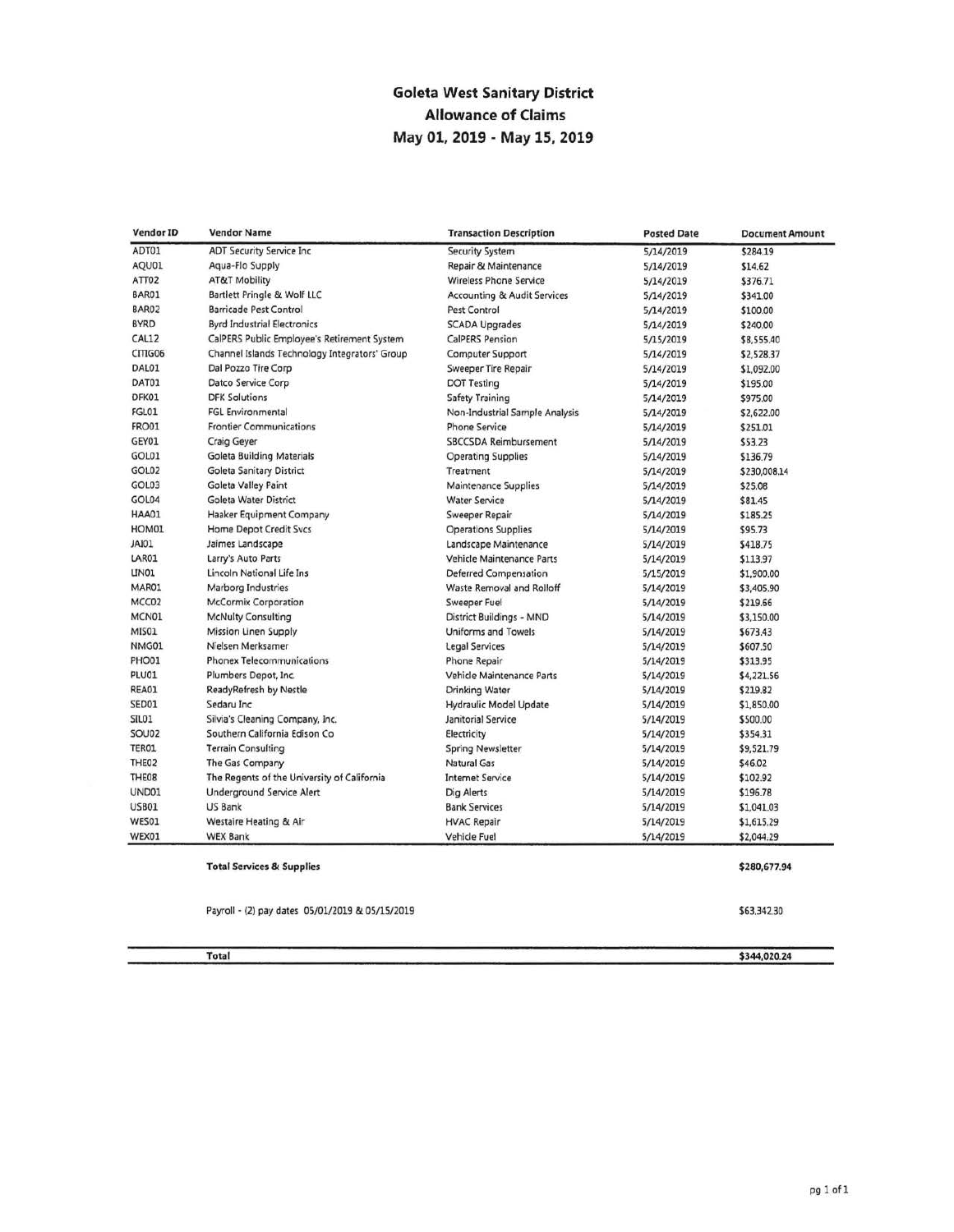# Goleta West Sanitary District
## Allowance of Claims
## May 01, 2019 - May 15, 2019

| Vendor ID | Vendor Name | Transaction Description | Posted Date | Document Amount |
|---|---|---|---|---|
| ADT01 | ADT Security Service Inc | Security System | 5/14/2019 | $284.19 |
| AQU01 | Aqua-Flo Supply | Repair & Maintenance | 5/14/2019 | $14.62 |
| ATT02 | AT&T Mobility | Wireless Phone Service | 5/14/2019 | $376.71 |
| BAR01 | Bartlett Pringle & Wolf LLC | Accounting & Audit Services | 5/14/2019 | $341.00 |
| BAR02 | Barricade Pest Control | Pest Control | 5/14/2019 | $100.00 |
| BYRD | Byrd Industrial Electronics | SCADA Upgrades | 5/14/2019 | $240.00 |
| CAL12 | CalPERS Public Employee's Retirement System | CalPERS Pension | 5/15/2019 | $8,555.40 |
| CITIG06 | Channel Islands Technology Integrators' Group | Computer Support | 5/14/2019 | $2,528.37 |
| DAL01 | Dal Pozzo Tire Corp | Sweeper Tire Repair | 5/14/2019 | $1,092.00 |
| DAT01 | Datco Service Corp | DOT Testing | 5/14/2019 | $195.00 |
| DFK01 | DFK Solutions | Safety Training | 5/14/2019 | $975.00 |
| FGL01 | FGL Environmental | Non-Industrial Sample Analysis | 5/14/2019 | $2,622.00 |
| FRO01 | Frontier Communications | Phone Service | 5/14/2019 | $251.01 |
| GEY01 | Craig Geyer | SBCCSDA Reimbursement | 5/14/2019 | $53.23 |
| GOL01 | Goleta Building Materials | Operating Supplies | 5/14/2019 | $136.79 |
| GOL02 | Goleta Sanitary District | Treatment | 5/14/2019 | $230,008.14 |
| GOL03 | Goleta Valley Paint | Maintenance Supplies | 5/14/2019 | $25.08 |
| GOL04 | Goleta Water District | Water Service | 5/14/2019 | $81.45 |
| HAA01 | Haaker Equipment Company | Sweeper Repair | 5/14/2019 | $185.25 |
| HOM01 | Home Depot Credit Svcs | Operations Supplies | 5/14/2019 | $95.73 |
| JAI01 | Jaimes Landscape | Landscape Maintenance | 5/14/2019 | $418.75 |
| LAR01 | Larry's Auto Parts | Vehicle Maintenance Parts | 5/14/2019 | $113.97 |
| LIN01 | Lincoln National Life Ins | Deferred Compensation | 5/15/2019 | $1,900.00 |
| MAR01 | Marborg Industries | Waste Removal and Rolloff | 5/14/2019 | $3,405.90 |
| MCC02 | McCormix Corporation | Sweeper Fuel | 5/14/2019 | $219.66 |
| MCN01 | McNulty Consulting | District Buildings - MND | 5/14/2019 | $3,150.00 |
| MIS01 | Mission Linen Supply | Uniforms and Towels | 5/14/2019 | $673.43 |
| NMG01 | Nielsen Merksamer | Legal Services | 5/14/2019 | $607.50 |
| PHO01 | Phonex Telecommunications | Phone Repair | 5/14/2019 | $313.95 |
| PLU01 | Plumbers Depot, Inc. | Vehicle Maintenance Parts | 5/14/2019 | $4,221.56 |
| REA01 | ReadyRefresh by Nestle | Drinking Water | 5/14/2019 | $219.82 |
| SED01 | Sedaru Inc | Hydraulic Model Update | 5/14/2019 | $1,850.00 |
| SIL01 | Silvia's Cleaning Company, Inc. | Janitorial Service | 5/14/2019 | $500.00 |
| SOU02 | Southern California Edison Co | Electricity | 5/14/2019 | $354.31 |
| TER01 | Terrain Consulting | Spring Newsletter | 5/14/2019 | $9,521.79 |
| THE02 | The Gas Company | Natural Gas | 5/14/2019 | $46.02 |
| THE08 | The Regents of the University of California | Internet Service | 5/14/2019 | $102.92 |
| UND01 | Underground Service Alert | Dig Alerts | 5/14/2019 | $196.78 |
| USB01 | US Bank | Bank Services | 5/14/2019 | $1,041.03 |
| WES01 | Westaire Heating & Air | HVAC Repair | 5/14/2019 | $1,615.29 |
| WEX01 | WEX Bank | Vehicle Fuel | 5/14/2019 | $2,044.29 |

| | |
|---|---|
| **Total Services & Supplies** | **$280,677.94** |
| Payroll - (2) pay dates 05/01/2019 & 05/15/2019 | $63,342.30 |
| **Total** | **$344,020.24** |